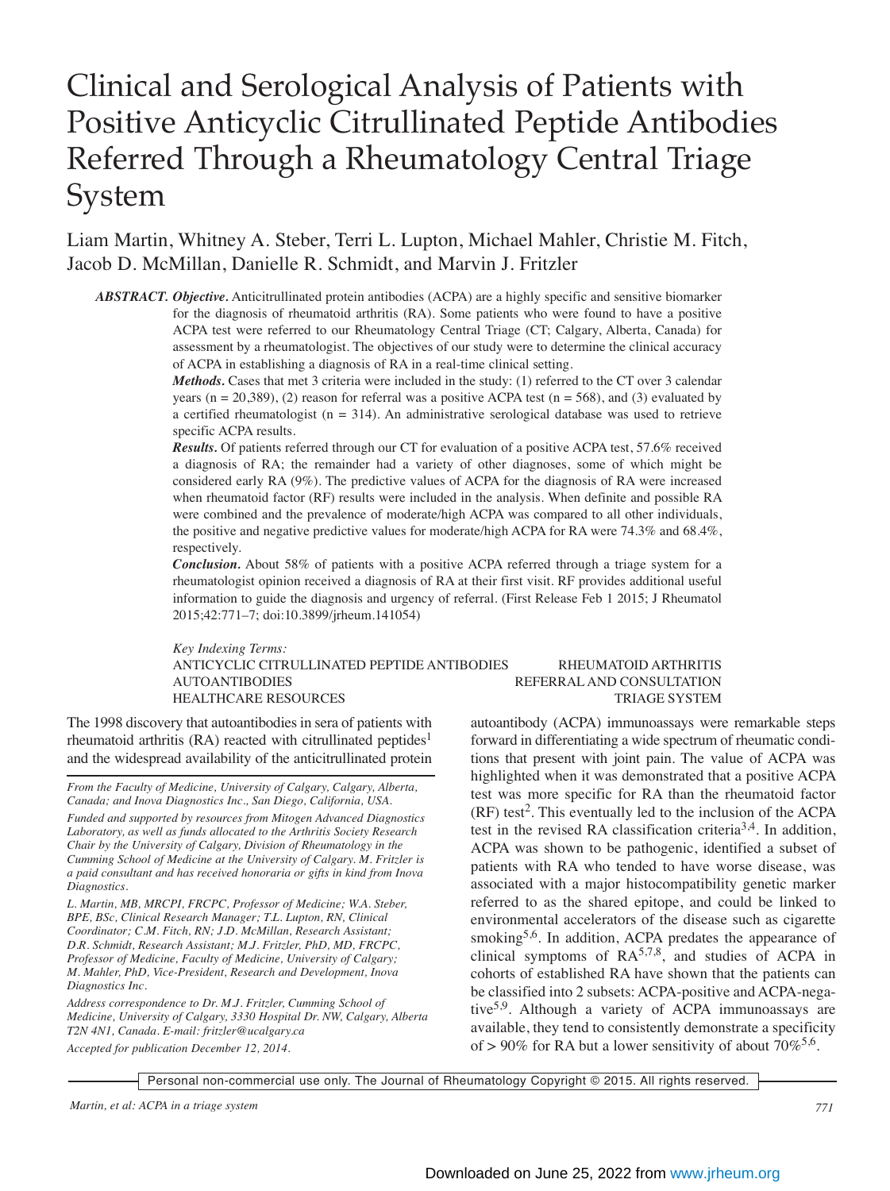# Clinical and Serological Analysis of Patients with Positive Anticyclic Citrullinated Peptide Antibodies Referred Through a Rheumatology Central Triage System

Liam Martin, Whitney A. Steber, Terri L. Lupton, Michael Mahler, Christie M. Fitch, Jacob D. McMillan, Danielle R. Schmidt, and Marvin J. Fritzler

***ABSTRACT. Objective.*** Anticitrullinated protein antibodies (ACPA) are a highly specific and sensitive biomarker for the diagnosis of rheumatoid arthritis (RA). Some patients who were found to have a positive ACPA test were referred to our Rheumatology Central Triage (CT; Calgary, Alberta, Canada) for assessment by a rheumatologist. The objectives of our study were to determine the clinical accuracy of ACPA in establishing a diagnosis of RA in a real-time clinical setting.

***Methods.*** Cases that met 3 criteria were included in the study: (1) referred to the CT over 3 calendar years (n = 20,389), (2) reason for referral was a positive ACPA test (n = 568), and (3) evaluated by a certified rheumatologist (n = 314). An administrative serological database was used to retrieve specific ACPA results.

***Results.*** Of patients referred through our CT for evaluation of a positive ACPA test, 57.6% received a diagnosis of RA; the remainder had a variety of other diagnoses, some of which might be considered early RA (9%). The predictive values of ACPA for the diagnosis of RA were increased when rheumatoid factor (RF) results were included in the analysis. When definite and possible RA were combined and the prevalence of moderate/high ACPA was compared to all other individuals, the positive and negative predictive values for moderate/high ACPA for RA were 74.3% and 68.4%, respectively.

***Conclusion.*** About 58% of patients with a positive ACPA referred through a triage system for a rheumatologist opinion received a diagnosis of RA at their first visit. RF provides additional useful information to guide the diagnosis and urgency of referral. (First Release Feb 1 2015; J Rheumatol 2015;42:771–7; doi:10.3899/jrheum.141054)

*Key Indexing Terms:*
ANTICYCLIC CITRULLINATED PEPTIDE ANTIBODIES
RHEUMATOID ARTHRITIS
AUTOANTIBODIES
REFERRAL AND CONSULTATION
HEALTHCARE RESOURCES
TRIAGE SYSTEM

The 1998 discovery that autoantibodies in sera of patients with rheumatoid arthritis (RA) reacted with citrullinated peptides[1] and the widespread availability of the anticitrullinated protein autoantibody (ACPA) immunoassays were remarkable steps forward in differentiating a wide spectrum of rheumatic conditions that present with joint pain. The value of ACPA was highlighted when it was demonstrated that a positive ACPA test was more specific for RA than the rheumatoid factor (RF) test[2]. This eventually led to the inclusion of the ACPA test in the revised RA classification criteria[3,4]. In addition, ACPA was shown to be pathogenic, identified a subset of patients with RA who tended to have worse disease, was associated with a major histocompatibility genetic marker referred to as the shared epitope, and could be linked to environmental accelerators of the disease such as cigarette smoking[5,6]. In addition, ACPA predates the appearance of clinical symptoms of RA[5,7,8], and studies of ACPA in cohorts of established RA have shown that the patients can be classified into 2 subsets: ACPA-positive and ACPA-negative[5,9]. Although a variety of ACPA immunoassays are available, they tend to consistently demonstrate a specificity of > 90% for RA but a lower sensitivity of about 70%[5,6].

*From the Faculty of Medicine, University of Calgary, Calgary, Alberta, Canada; and Inova Diagnostics Inc., San Diego, California, USA.*

*Funded and supported by resources from Mitogen Advanced Diagnostics Laboratory, as well as funds allocated to the Arthritis Society Research Chair by the University of Calgary, Division of Rheumatology in the Cumming School of Medicine at the University of Calgary. M. Fritzler is a paid consultant and has received honoraria or gifts in kind from Inova Diagnostics.*

*L. Martin, MB, MRCPI, FRCPC, Professor of Medicine; W.A. Steber, BPE, BSc, Clinical Research Manager; T.L. Lupton, RN, Clinical Coordinator; C.M. Fitch, RN; J.D. McMillan, Research Assistant; D.R. Schmidt, Research Assistant; M.J. Fritzler, PhD, MD, FRCPC, Professor of Medicine, Faculty of Medicine, University of Calgary; M. Mahler, PhD, Vice-President, Research and Development, Inova Diagnostics Inc.*

*Address correspondence to Dr. M.J. Fritzler, Cumming School of Medicine, University of Calgary, 3330 Hospital Dr. NW, Calgary, Alberta T2N 4N1, Canada. E-mail: fritzler@ucalgary.ca*

*Accepted for publication December 12, 2014.*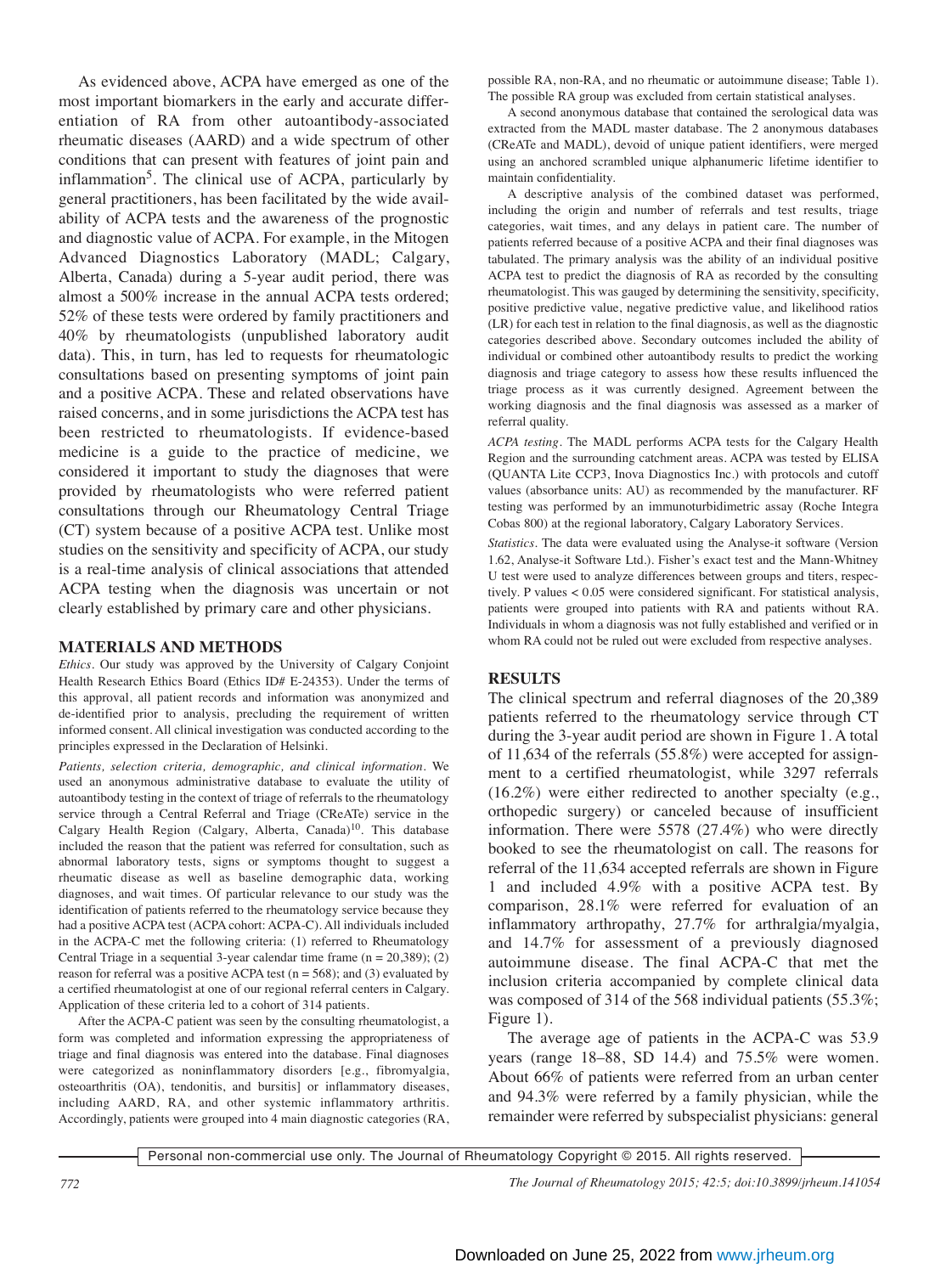As evidenced above, ACPA have emerged as one of the most important biomarkers in the early and accurate differentiation of RA from other autoantibody-associated rheumatic diseases (AARD) and a wide spectrum of other conditions that can present with features of joint pain and inflammation[5]. The clinical use of ACPA, particularly by general practitioners, has been facilitated by the wide availability of ACPA tests and the awareness of the prognostic and diagnostic value of ACPA. For example, in the Mitogen Advanced Diagnostics Laboratory (MADL; Calgary, Alberta, Canada) during a 5-year audit period, there was almost a 500% increase in the annual ACPA tests ordered; 52% of these tests were ordered by family practitioners and 40% by rheumatologists (unpublished laboratory audit data). This, in turn, has led to requests for rheumatologic consultations based on presenting symptoms of joint pain and a positive ACPA. These and related observations have raised concerns, and in some jurisdictions the ACPA test has been restricted to rheumatologists. If evidence-based medicine is a guide to the practice of medicine, we considered it important to study the diagnoses that were provided by rheumatologists who were referred patient consultations through our Rheumatology Central Triage (CT) system because of a positive ACPA test. Unlike most studies on the sensitivity and specificity of ACPA, our study is a real-time analysis of clinical associations that attended ACPA testing when the diagnosis was uncertain or not clearly established by primary care and other physicians.

## MATERIALS AND METHODS

*Ethics*. Our study was approved by the University of Calgary Conjoint Health Research Ethics Board (Ethics ID# E-24353). Under the terms of this approval, all patient records and information was anonymized and de-identified prior to analysis, precluding the requirement of written informed consent. All clinical investigation was conducted according to the principles expressed in the Declaration of Helsinki.

*Patients, selection criteria, demographic, and clinical information*. We used an anonymous administrative database to evaluate the utility of autoantibody testing in the context of triage of referrals to the rheumatology service through a Central Referral and Triage (CReATe) service in the Calgary Health Region (Calgary, Alberta, Canada)[10]. This database included the reason that the patient was referred for consultation, such as abnormal laboratory tests, signs or symptoms thought to suggest a rheumatic disease as well as baseline demographic data, working diagnoses, and wait times. Of particular relevance to our study was the identification of patients referred to the rheumatology service because they had a positive ACPA test (ACPA cohort: ACPA-C). All individuals included in the ACPA-C met the following criteria: (1) referred to Rheumatology Central Triage in a sequential 3-year calendar time frame (n = 20,389); (2) reason for referral was a positive ACPA test (n = 568); and (3) evaluated by a certified rheumatologist at one of our regional referral centers in Calgary. Application of these criteria led to a cohort of 314 patients.

After the ACPA-C patient was seen by the consulting rheumatologist, a form was completed and information expressing the appropriateness of triage and final diagnosis was entered into the database. Final diagnoses were categorized as noninflammatory disorders [e.g., fibromyalgia, osteoarthritis (OA), tendonitis, and bursitis] or inflammatory diseases, including AARD, RA, and other systemic inflammatory arthritis. Accordingly, patients were grouped into 4 main diagnostic categories (RA, possible RA, non-RA, and no rheumatic or autoimmune disease; Table 1). The possible RA group was excluded from certain statistical analyses.

A second anonymous database that contained the serological data was extracted from the MADL master database. The 2 anonymous databases (CReATe and MADL), devoid of unique patient identifiers, were merged using an anchored scrambled unique alphanumeric lifetime identifier to maintain confidentiality.

A descriptive analysis of the combined dataset was performed, including the origin and number of referrals and test results, triage categories, wait times, and any delays in patient care. The number of patients referred because of a positive ACPA and their final diagnoses was tabulated. The primary analysis was the ability of an individual positive ACPA test to predict the diagnosis of RA as recorded by the consulting rheumatologist. This was gauged by determining the sensitivity, specificity, positive predictive value, negative predictive value, and likelihood ratios (LR) for each test in relation to the final diagnosis, as well as the diagnostic categories described above. Secondary outcomes included the ability of individual or combined other autoantibody results to predict the working diagnosis and triage category to assess how these results influenced the triage process as it was currently designed. Agreement between the working diagnosis and the final diagnosis was assessed as a marker of referral quality.

*ACPA testing*. The MADL performs ACPA tests for the Calgary Health Region and the surrounding catchment areas. ACPA was tested by ELISA (QUANTA Lite CCP3, Inova Diagnostics Inc.) with protocols and cutoff values (absorbance units: AU) as recommended by the manufacturer. RF testing was performed by an immunoturbidimetric assay (Roche Integra Cobas 800) at the regional laboratory, Calgary Laboratory Services.

*Statistics*. The data were evaluated using the Analyse-it software (Version 1.62, Analyse-it Software Ltd.). Fisher's exact test and the Mann-Whitney U test were used to analyze differences between groups and titers, respectively. P values < 0.05 were considered significant. For statistical analysis, patients were grouped into patients with RA and patients without RA. Individuals in whom a diagnosis was not fully established and verified or in whom RA could not be ruled out were excluded from respective analyses.

## RESULTS

The clinical spectrum and referral diagnoses of the 20,389 patients referred to the rheumatology service through CT during the 3-year audit period are shown in Figure 1. A total of 11,634 of the referrals (55.8%) were accepted for assignment to a certified rheumatologist, while 3297 referrals (16.2%) were either redirected to another specialty (e.g., orthopedic surgery) or canceled because of insufficient information. There were 5578 (27.4%) who were directly booked to see the rheumatologist on call. The reasons for referral of the 11,634 accepted referrals are shown in Figure 1 and included 4.9% with a positive ACPA test. By comparison, 28.1% were referred for evaluation of an inflammatory arthropathy, 27.7% for arthralgia/myalgia, and 14.7% for assessment of a previously diagnosed autoimmune disease. The final ACPA-C that met the inclusion criteria accompanied by complete clinical data was composed of 314 of the 568 individual patients (55.3%; Figure 1).

The average age of patients in the ACPA-C was 53.9 years (range 18–88, SD 14.4) and 75.5% were women. About 66% of patients were referred from an urban center and 94.3% were referred by a family physician, while the remainder were referred by subspecialist physicians: general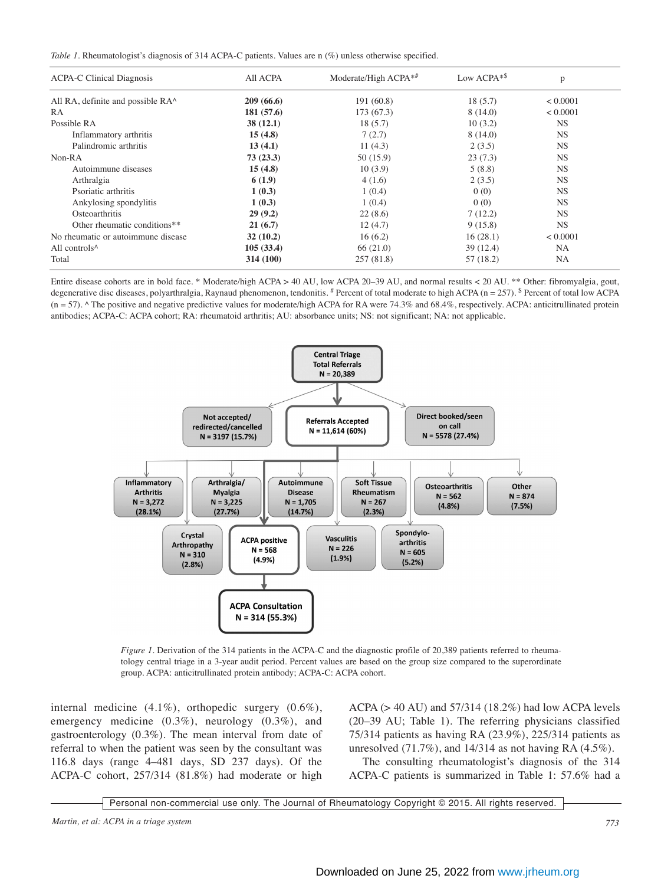*Table 1.* Rheumatologist's diagnosis of 314 ACPA-C patients. Values are n (%) unless otherwise specified.

| ACPA-C Clinical Diagnosis | All ACPA | Moderate/High ACPA*# | Low ACPA*$ | p |
|---|---|---|---|---|
| All RA, definite and possible RA^ | **209 (66.6)** | 191 (60.8) | 18 (5.7) | < 0.0001 |
| RA | **181 (57.6)** | 173 (67.3) | 8 (14.0) | < 0.0001 |
| Possible RA | **38 (12.1)** | 18 (5.7) | 10 (3.2) | NS |
| Inflammatory arthritis | **15 (4.8)** | 7 (2.7) | 8 (14.0) | NS |
| Palindromic arthritis | **13 (4.1)** | 11 (4.3) | 2 (3.5) | NS |
| Non-RA | **73 (23.3)** | 50 (15.9) | 23 (7.3) | NS |
| Autoimmune diseases | **15 (4.8)** | 10 (3.9) | 5 (8.8) | NS |
| Arthralgia | **6 (1.9)** | 4 (1.6) | 2 (3.5) | NS |
| Psoriatic arthritis | **1 (0.3)** | 1 (0.4) | 0 (0) | NS |
| Ankylosing spondylitis | **1 (0.3)** | 1 (0.4) | 0 (0) | NS |
| Osteoarthritis | **29 (9.2)** | 22 (8.6) | 7 (12.2) | NS |
| Other rheumatic conditions** | **21 (6.7)** | 12 (4.7) | 9 (15.8) | NS |
| No rheumatic or autoimmune disease | **32 (10.2)** | 16 (6.2) | 16 (28.1) | < 0.0001 |
| All controls^ | **105 (33.4)** | 66 (21.0) | 39 (12.4) | NA |
| Total | **314 (100)** | 257 (81.8) | 57 (18.2) | NA |

Entire disease cohorts are in bold face. * Moderate/high ACPA > 40 AU, low ACPA 20–39 AU, and normal results < 20 AU. ** Other: fibromyalgia, gout, degenerative disc diseases, polyarthralgia, Raynaud phenomenon, tendonitis. # Percent of total moderate to high ACPA (n = 257). $ Percent of total low ACPA (n = 57). ^ The positive and negative predictive values for moderate/high ACPA for RA were 74.3% and 68.4%, respectively. ACPA: anticitrullinated protein antibodies; ACPA-C: ACPA cohort; RA: rheumatoid arthritis; AU: absorbance units; NS: not significant; NA: not applicable.

*Figure 1.* Derivation of the 314 patients in the ACPA-C and the diagnostic profile of 20,389 patients referred to rheumatology central triage in a 3-year audit period. Percent values are based on the group size compared to the superordinate group. ACPA: anticitrullinated protein antibody; ACPA-C: ACPA cohort.

internal medicine (4.1%), orthopedic surgery (0.6%), emergency medicine (0.3%), neurology (0.3%), and gastroenterology (0.3%). The mean interval from date of referral to when the patient was seen by the consultant was 116.8 days (range 4–481 days, SD 237 days). Of the ACPA-C cohort, 257/314 (81.8%) had moderate or high ACPA (> 40 AU) and 57/314 (18.2%) had low ACPA levels (20–39 AU; Table 1). The referring physicians classified 75/314 patients as having RA (23.9%), 225/314 patients as unresolved (71.7%), and 14/314 as not having RA (4.5%).

The consulting rheumatologist's diagnosis of the 314 ACPA-C patients is summarized in Table 1: 57.6% had a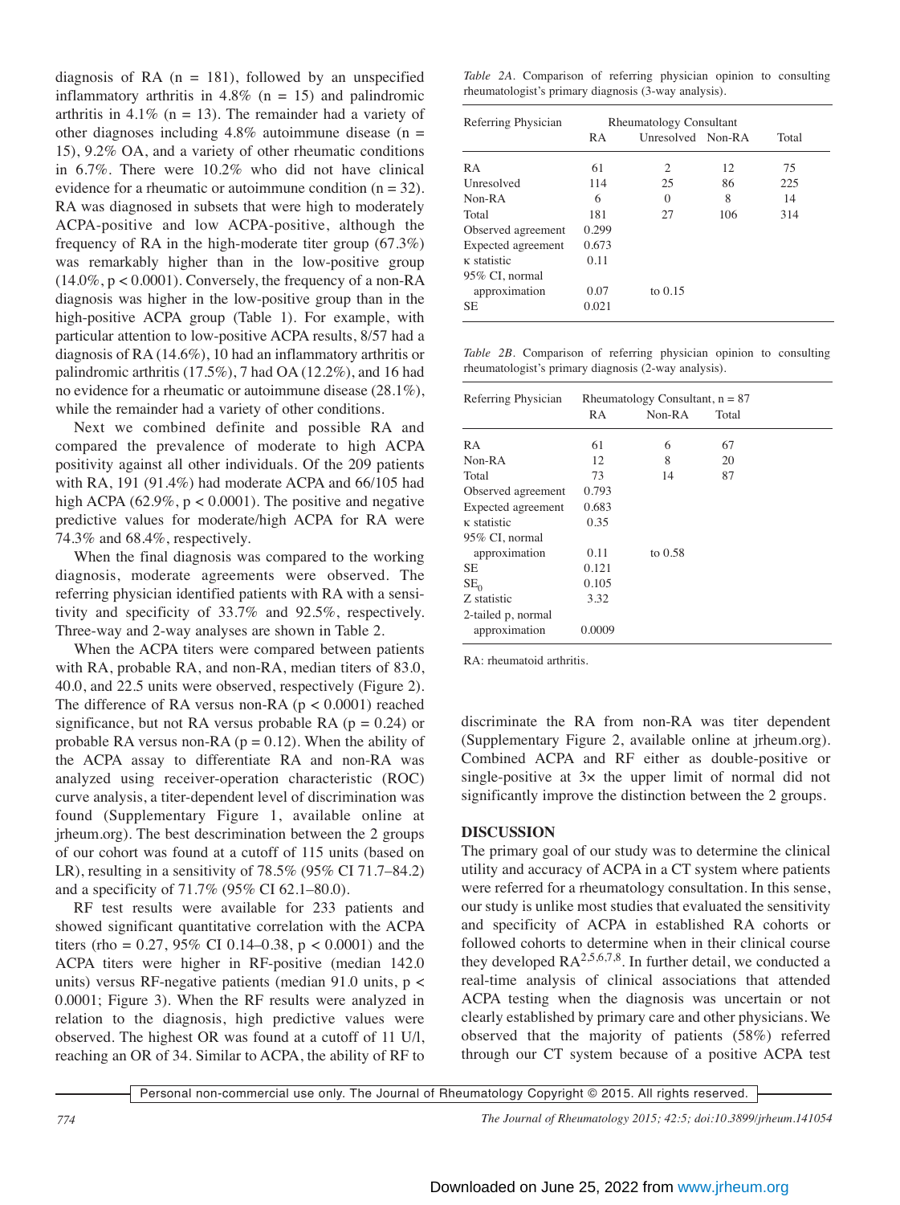diagnosis of RA (n = 181), followed by an unspecified inflammatory arthritis in 4.8% (n = 15) and palindromic arthritis in 4.1% (n = 13). The remainder had a variety of other diagnoses including 4.8% autoimmune disease (n = 15), 9.2% OA, and a variety of other rheumatic conditions in 6.7%. There were 10.2% who did not have clinical evidence for a rheumatic or autoimmune condition (n = 32). RA was diagnosed in subsets that were high to moderately ACPA-positive and low ACPA-positive, although the frequency of RA in the high-moderate titer group (67.3%) was remarkably higher than in the low-positive group (14.0%, p < 0.0001). Conversely, the frequency of a non-RA diagnosis was higher in the low-positive group than in the high-positive ACPA group (Table 1). For example, with particular attention to low-positive ACPA results, 8/57 had a diagnosis of RA (14.6%), 10 had an inflammatory arthritis or palindromic arthritis (17.5%), 7 had OA (12.2%), and 16 had no evidence for a rheumatic or autoimmune disease (28.1%), while the remainder had a variety of other conditions.

Next we combined definite and possible RA and compared the prevalence of moderate to high ACPA positivity against all other individuals. Of the 209 patients with RA, 191 (91.4%) had moderate ACPA and 66/105 had high ACPA (62.9%, p < 0.0001). The positive and negative predictive values for moderate/high ACPA for RA were 74.3% and 68.4%, respectively.

When the final diagnosis was compared to the working diagnosis, moderate agreements were observed. The referring physician identified patients with RA with a sensitivity and specificity of 33.7% and 92.5%, respectively. Three-way and 2-way analyses are shown in Table 2.

When the ACPA titers were compared between patients with RA, probable RA, and non-RA, median titers of 83.0, 40.0, and 22.5 units were observed, respectively (Figure 2). The difference of RA versus non-RA (p < 0.0001) reached significance, but not RA versus probable RA (p = 0.24) or probable RA versus non-RA (p = 0.12). When the ability of the ACPA assay to differentiate RA and non-RA was analyzed using receiver-operation characteristic (ROC) curve analysis, a titer-dependent level of discrimination was found (Supplementary Figure 1, available online at jrheum.org). The best descrimination between the 2 groups of our cohort was found at a cutoff of 115 units (based on LR), resulting in a sensitivity of 78.5% (95% CI 71.7–84.2) and a specificity of 71.7% (95% CI 62.1–80.0).

RF test results were available for 233 patients and showed significant quantitative correlation with the ACPA titers (rho = 0.27, 95% CI 0.14–0.38, p < 0.0001) and the ACPA titers were higher in RF-positive (median 142.0 units) versus RF-negative patients (median 91.0 units, p < 0.0001; Figure 3). When the RF results were analyzed in relation to the diagnosis, high predictive values were observed. The highest OR was found at a cutoff of 11 U/l, reaching an OR of 34. Similar to ACPA, the ability of RF to discriminate the RA from non-RA was titer dependent (Supplementary Figure 2, available online at jrheum.org). Combined ACPA and RF either as double-positive or single-positive at 3× the upper limit of normal did not significantly improve the distinction between the 2 groups.

*Table 2A.* Comparison of referring physician opinion to consulting rheumatologist's primary diagnosis (3-way analysis).

| Referring Physician | Rheumatology Consultant RA | Unresolved | Non-RA | Total |
|---|---|---|---|---|
| RA | 61 | 2 | 12 | 75 |
| Unresolved | 114 | 25 | 86 | 225 |
| Non-RA | 6 | 0 | 8 | 14 |
| Total | 181 | 27 | 106 | 314 |
| Observed agreement | 0.299 | | | |
| Expected agreement | 0.673 | | | |
| κ statistic | 0.11 | | | |
| 95% CI, normal approximation | 0.07 | to 0.15 | | |
| SE | 0.021 | | | |

*Table 2B.* Comparison of referring physician opinion to consulting rheumatologist's primary diagnosis (2-way analysis).

| Referring Physician | Rheumatology Consultant, n = 87 RA | Non-RA | Total |
|---|---|---|---|
| RA | 61 | 6 | 67 |
| Non-RA | 12 | 8 | 20 |
| Total | 73 | 14 | 87 |
| Observed agreement | 0.793 | | |
| Expected agreement | 0.683 | | |
| κ statistic | 0.35 | | |
| 95% CI, normal approximation | 0.11 | to 0.58 | |
| SE | 0.121 | | |
| $SE_0$ | 0.105 | | |
| Z statistic | 3.32 | | |
| 2-tailed p, normal approximation | 0.0009 | | |

RA: rheumatoid arthritis.

## DISCUSSION

The primary goal of our study was to determine the clinical utility and accuracy of ACPA in a CT system where patients were referred for a rheumatology consultation. In this sense, our study is unlike most studies that evaluated the sensitivity and specificity of ACPA in established RA cohorts or followed cohorts to determine when in their clinical course they developed RA[2,5,6,7,8]. In further detail, we conducted a real-time analysis of clinical associations that attended ACPA testing when the diagnosis was uncertain or not clearly established by primary care and other physicians. We observed that the majority of patients (58%) referred through our CT system because of a positive ACPA test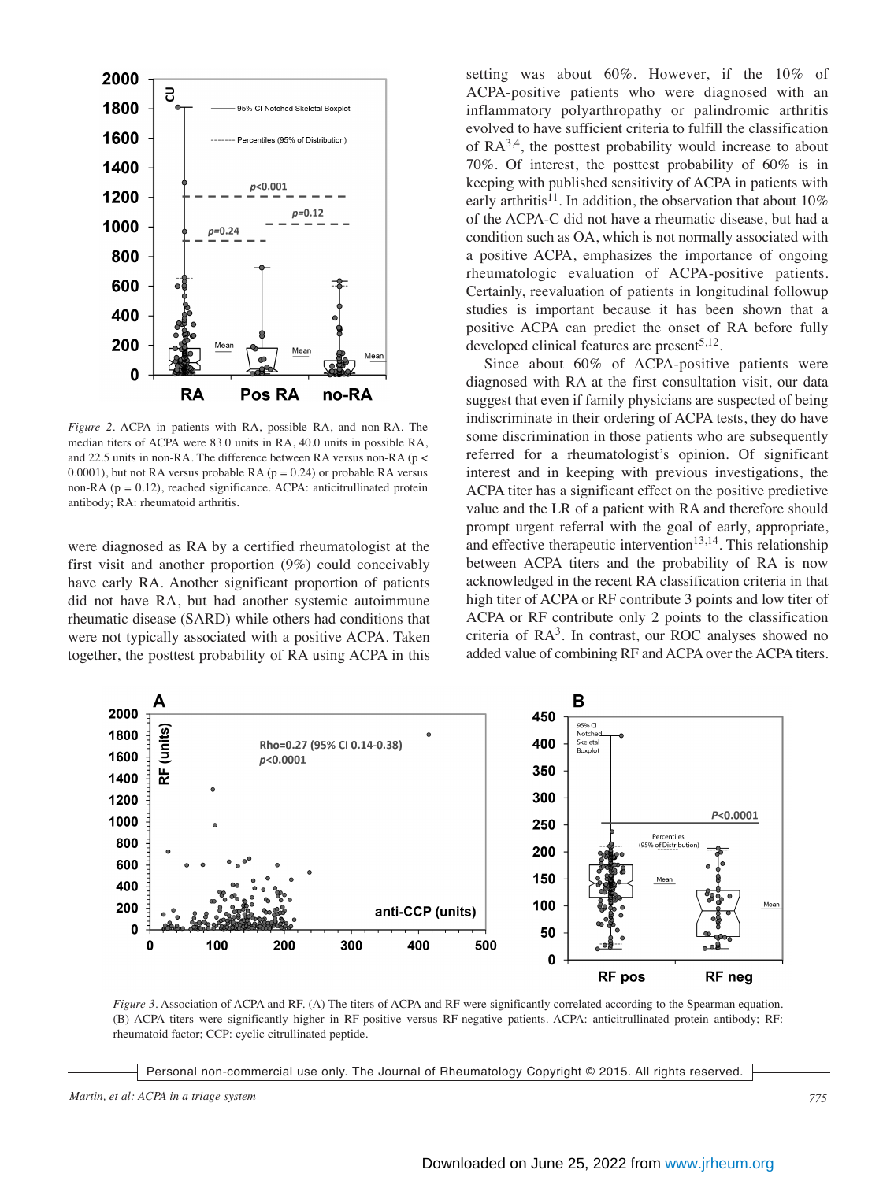*Figure 2*. ACPA in patients with RA, possible RA, and non-RA. The median titers of ACPA were 83.0 units in RA, 40.0 units in possible RA, and 22.5 units in non-RA. The difference between RA versus non-RA ($p < 0.0001$), but not RA versus probable RA ($p = 0.24$) or probable RA versus non-RA ($p = 0.12$), reached significance. ACPA: anticitrullinated protein antibody; RA: rheumatoid arthritis.

were diagnosed as RA by a certified rheumatologist at the first visit and another proportion (9%) could conceivably have early RA. Another significant proportion of patients did not have RA, but had another systemic autoimmune rheumatic disease (SARD) while others had conditions that were not typically associated with a positive ACPA. Taken together, the posttest probability of RA using ACPA in this setting was about 60%. However, if the 10% of ACPA-positive patients who were diagnosed with an inflammatory polyarthropathy or palindromic arthritis evolved to have sufficient criteria to fulfill the classification of RA[3,4], the posttest probability would increase to about 70%. Of interest, the posttest probability of 60% is in keeping with published sensitivity of ACPA in patients with early arthritis[11]. In addition, the observation that about 10% of the ACPA-C did not have a rheumatic disease, but had a condition such as OA, which is not normally associated with a positive ACPA, emphasizes the importance of ongoing rheumatologic evaluation of ACPA-positive patients. Certainly, reevaluation of patients in longitudinal followup studies is important because it has been shown that a positive ACPA can predict the onset of RA before fully developed clinical features are present[5,12].

Since about 60% of ACPA-positive patients were diagnosed with RA at the first consultation visit, our data suggest that even if family physicians are suspected of being indiscriminate in their ordering of ACPA tests, they do have some discrimination in those patients who are subsequently referred for a rheumatologist's opinion. Of significant interest and in keeping with previous investigations, the ACPA titer has a significant effect on the positive predictive value and the LR of a patient with RA and therefore should prompt urgent referral with the goal of early, appropriate, and effective therapeutic intervention[13,14]. This relationship between ACPA titers and the probability of RA is now acknowledged in the recent RA classification criteria in that high titer of ACPA or RF contribute 3 points and low titer of ACPA or RF contribute only 2 points to the classification criteria of RA[3]. In contrast, our ROC analyses showed no added value of combining RF and ACPA over the ACPA titers.

*Figure 3*. Association of ACPA and RF. (A) The titers of ACPA and RF were significantly correlated according to the Spearman equation. (B) ACPA titers were significantly higher in RF-positive versus RF-negative patients. ACPA: anticitrullinated protein antibody; RF: rheumatoid factor; CCP: cyclic citrullinated peptide.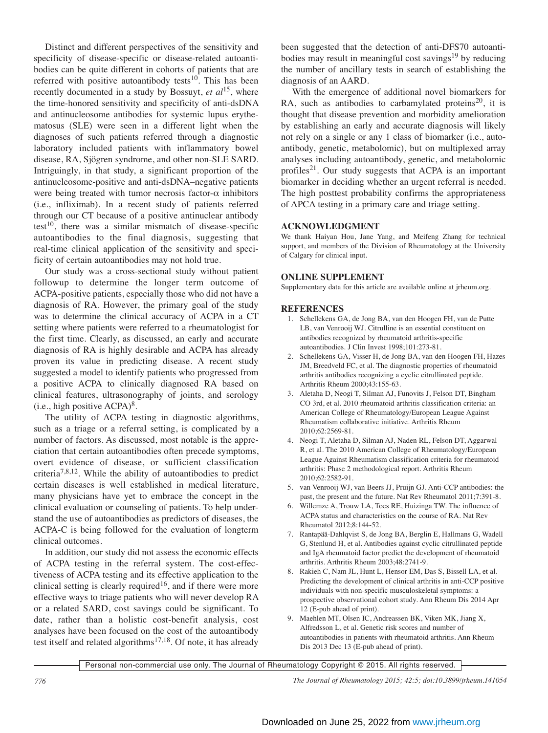Distinct and different perspectives of the sensitivity and specificity of disease-specific or disease-related autoantibodies can be quite different in cohorts of patients that are referred with positive autoantibody tests[10]. This has been recently documented in a study by Bossuyt, *et al*[15], where the time-honored sensitivity and specificity of anti-dsDNA and antinucleosome antibodies for systemic lupus erythematosus (SLE) were seen in a different light when the diagnoses of such patients referred through a diagnostic laboratory included patients with inflammatory bowel disease, RA, Sjögren syndrome, and other non-SLE SARD. Intriguingly, in that study, a significant proportion of the antinucleosome-positive and anti-dsDNA–negative patients were being treated with tumor necrosis factor-$\alpha$ inhibitors (i.e., infliximab). In a recent study of patients referred through our CT because of a positive antinuclear antibody test[10], there was a similar mismatch of disease-specific autoantibodies to the final diagnosis, suggesting that real-time clinical application of the sensitivity and specificity of certain autoantibodies may not hold true.

Our study was a cross-sectional study without patient followup to determine the longer term outcome of ACPA-positive patients, especially those who did not have a diagnosis of RA. However, the primary goal of the study was to determine the clinical accuracy of ACPA in a CT setting where patients were referred to a rheumatologist for the first time. Clearly, as discussed, an early and accurate diagnosis of RA is highly desirable and ACPA has already proven its value in predicting disease. A recent study suggested a model to identify patients who progressed from a positive ACPA to clinically diagnosed RA based on clinical features, ultrasonography of joints, and serology (i.e., high positive ACPA)[8].

The utility of ACPA testing in diagnostic algorithms, such as a triage or a referral setting, is complicated by a number of factors. As discussed, most notable is the appreciation that certain autoantibodies often precede symptoms, overt evidence of disease, or sufficient classification criteria[7,8,12]. While the ability of autoantibodies to predict certain diseases is well established in medical literature, many physicians have yet to embrace the concept in the clinical evaluation or counseling of patients. To help understand the use of autoantibodies as predictors of diseases, the ACPA-C is being followed for the evaluation of longterm clinical outcomes.

In addition, our study did not assess the economic effects of ACPA testing in the referral system. The cost-effectiveness of ACPA testing and its effective application to the clinical setting is clearly required[16], and if there were more effective ways to triage patients who will never develop RA or a related SARD, cost savings could be significant. To date, rather than a holistic cost-benefit analysis, cost analyses have been focused on the cost of the autoantibody test itself and related algorithms[17,18]. Of note, it has already been suggested that the detection of anti-DFS70 autoantibodies may result in meaningful cost savings[19] by reducing the number of ancillary tests in search of establishing the diagnosis of an AARD.

With the emergence of additional novel biomarkers for RA, such as antibodies to carbamylated proteins[20], it is thought that disease prevention and morbidity amelioration by establishing an early and accurate diagnosis will likely not rely on a single or any 1 class of biomarker (i.e., autoantibody, genetic, metabolomic), but on multiplexed array analyses including autoantibody, genetic, and metabolomic profiles[21]. Our study suggests that ACPA is an important biomarker in deciding whether an urgent referral is needed. The high posttest probability confirms the appropriateness of APCA testing in a primary care and triage setting.

## ACKNOWLEDGMENT

We thank Haiyan Hou, Jane Yang, and Meifeng Zhang for technical support, and members of the Division of Rheumatology at the University of Calgary for clinical input.

## ONLINE SUPPLEMENT

Supplementary data for this article are available online at jrheum.org.

## REFERENCES

1. Schellekens GA, de Jong BA, van den Hoogen FH, van de Putte LB, van Venrooij WJ. Citrulline is an essential constituent on antibodies recognized by rheumatoid arthritis-specific autoantibodies. J Clin Invest 1998;101:273-81.
2. Schellekens GA, Visser H, de Jong BA, van den Hoogen FH, Hazes JM, Breedveld FC, et al. The diagnostic properties of rheumatoid arthritis antibodies recognizing a cyclic citrullinated peptide. Arthritis Rheum 2000;43:155-63.
3. Aletaha D, Neogi T, Silman AJ, Funovits J, Felson DT, Bingham CO 3rd, et al. 2010 rheumatoid arthritis classification criteria: an American College of Rheumatology/European League Against Rheumatism collaborative initiative. Arthritis Rheum 2010;62:2569-81.
4. Neogi T, Aletaha D, Silman AJ, Naden RL, Felson DT, Aggarwal R, et al. The 2010 American College of Rheumatology/European League Against Rheumatism classification criteria for rheumatoid arthritis: Phase 2 methodological report. Arthritis Rheum 2010;62:2582-91.
5. van Venrooij WJ, van Beers JJ, Pruijn GJ. Anti-CCP antibodies: the past, the present and the future. Nat Rev Rheumatol 2011;7:391-8.
6. Willemze A, Trouw LA, Toes RE, Huizinga TW. The influence of ACPA status and characteristics on the course of RA. Nat Rev Rheumatol 2012;8:144-52.
7. Rantapää-Dahlqvist S, de Jong BA, Berglin E, Hallmans G, Wadell G, Stenlund H, et al. Antibodies against cyclic citrullinated peptide and IgA rheumatoid factor predict the development of rheumatoid arthritis. Arthritis Rheum 2003;48:2741-9.
8. Rakieh C, Nam JL, Hunt L, Hensor EM, Das S, Bissell LA, et al. Predicting the development of clinical arthritis in anti-CCP positive individuals with non-specific musculoskeletal symptoms: a prospective observational cohort study. Ann Rheum Dis 2014 Apr 12 (E-pub ahead of print).
9. Maehlen MT, Olsen IC, Andreassen BK, Viken MK, Jiang X, Alfredsson L, et al. Genetic risk scores and number of autoantibodies in patients with rheumatoid arthritis. Ann Rheum Dis 2013 Dec 13 (E-pub ahead of print).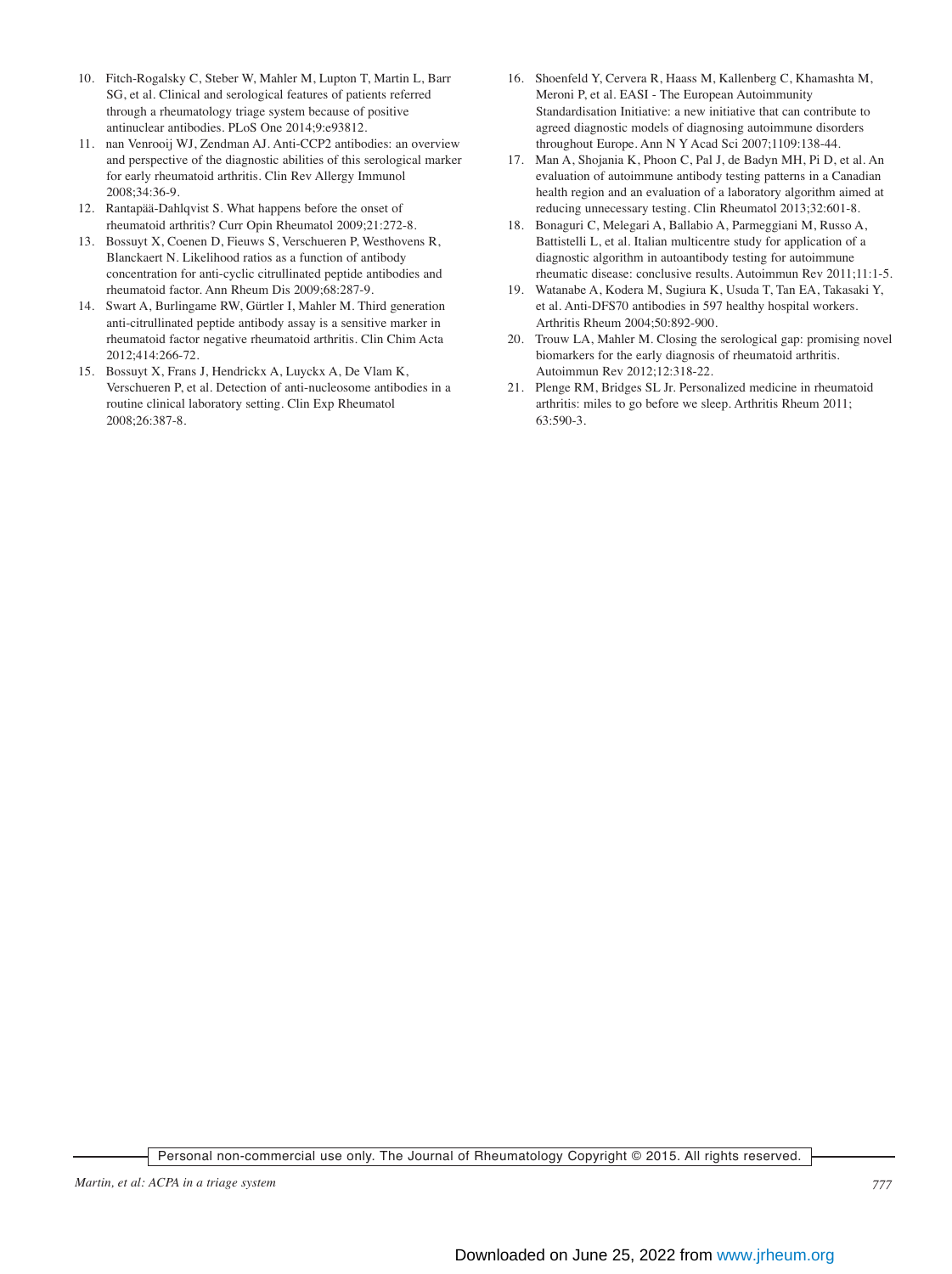10. Fitch-Rogalsky C, Steber W, Mahler M, Lupton T, Martin L, Barr SG, et al. Clinical and serological features of patients referred through a rheumatology triage system because of positive antinuclear antibodies. PLoS One 2014;9:e93812.
11. nan Venrooij WJ, Zendman AJ. Anti-CCP2 antibodies: an overview and perspective of the diagnostic abilities of this serological marker for early rheumatoid arthritis. Clin Rev Allergy Immunol 2008;34:36-9.
12. Rantapää-Dahlqvist S. What happens before the onset of rheumatoid arthritis? Curr Opin Rheumatol 2009;21:272-8.
13. Bossuyt X, Coenen D, Fieuws S, Verschueren P, Westhovens R, Blanckaert N. Likelihood ratios as a function of antibody concentration for anti-cyclic citrullinated peptide antibodies and rheumatoid factor. Ann Rheum Dis 2009;68:287-9.
14. Swart A, Burlingame RW, Gürtler I, Mahler M. Third generation anti-citrullinated peptide antibody assay is a sensitive marker in rheumatoid factor negative rheumatoid arthritis. Clin Chim Acta 2012;414:266-72.
15. Bossuyt X, Frans J, Hendrickx A, Luyckx A, De Vlam K, Verschueren P, et al. Detection of anti-nucleosome antibodies in a routine clinical laboratory setting. Clin Exp Rheumatol 2008;26:387-8.
16. Shoenfeld Y, Cervera R, Haass M, Kallenberg C, Khamashta M, Meroni P, et al. EASI - The European Autoimmunity Standardisation Initiative: a new initiative that can contribute to agreed diagnostic models of diagnosing autoimmune disorders throughout Europe. Ann N Y Acad Sci 2007;1109:138-44.
17. Man A, Shojania K, Phoon C, Pal J, de Badyn MH, Pi D, et al. An evaluation of autoimmune antibody testing patterns in a Canadian health region and an evaluation of a laboratory algorithm aimed at reducing unnecessary testing. Clin Rheumatol 2013;32:601-8.
18. Bonaguri C, Melegari A, Ballabio A, Parmeggiani M, Russo A, Battistelli L, et al. Italian multicentre study for application of a diagnostic algorithm in autoantibody testing for autoimmune rheumatic disease: conclusive results. Autoimmun Rev 2011;11:1-5.
19. Watanabe A, Kodera M, Sugiura K, Usuda T, Tan EA, Takasaki Y, et al. Anti-DFS70 antibodies in 597 healthy hospital workers. Arthritis Rheum 2004;50:892-900.
20. Trouw LA, Mahler M. Closing the serological gap: promising novel biomarkers for the early diagnosis of rheumatoid arthritis. Autoimmun Rev 2012;12:318-22.
21. Plenge RM, Bridges SL Jr. Personalized medicine in rheumatoid arthritis: miles to go before we sleep. Arthritis Rheum 2011; 63:590-3.